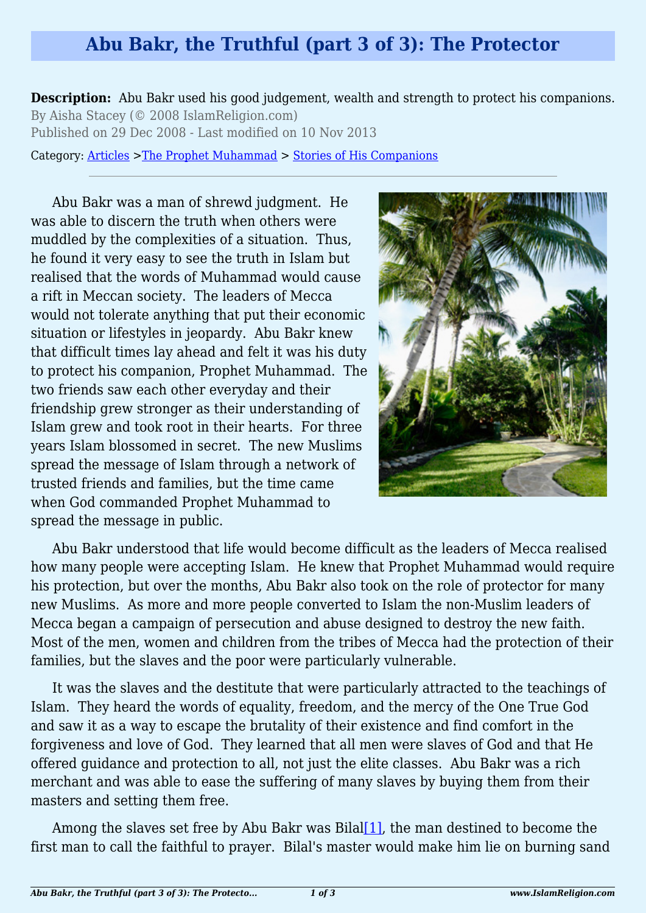# Abu Bakr, the Truthful (part 3 of 3): The Protector

**Description:** Abu Bakr used his good judgement, wealth and strength to protect his companions.

By Aisha Stacey (© 2008 IslamReligion.com)

Published on 29 Dec 2008 - Last modified on 10 Nov 2013

Category: Articles >The Prophet Muhammad > Stories of His Companions

---

Abu Bakr was a man of shrewd judgment. He was able to discern the truth when others were muddled by the complexities of a situation. Thus, he found it very easy to see the truth in Islam but realised that the words of Muhammad would cause a rift in Meccan society. The leaders of Mecca would not tolerate anything that put their economic situation or lifestyles in jeopardy. Abu Bakr knew that difficult times lay ahead and felt it was his duty to protect his companion, Prophet Muhammad. The two friends saw each other everyday and their friendship grew stronger as their understanding of Islam grew and took root in their hearts. For three years Islam blossomed in secret. The new Muslims spread the message of Islam through a network of trusted friends and families, but the time came when God commanded Prophet Muhammad to spread the message in public.

Abu Bakr understood that life would become difficult as the leaders of Mecca realised how many people were accepting Islam. He knew that Prophet Muhammad would require his protection, but over the months, Abu Bakr also took on the role of protector for many new Muslims. As more and more people converted to Islam the non-Muslim leaders of Mecca began a campaign of persecution and abuse designed to destroy the new faith. Most of the men, women and children from the tribes of Mecca had the protection of their families, but the slaves and the poor were particularly vulnerable.

It was the slaves and the destitute that were particularly attracted to the teachings of Islam. They heard the words of equality, freedom, and the mercy of the One True God and saw it as a way to escape the brutality of their existence and find comfort in the forgiveness and love of God. They learned that all men were slaves of God and that He offered guidance and protection to all, not just the elite classes. Abu Bakr was a rich merchant and was able to ease the suffering of many slaves by buying them from their masters and setting them free.

Among the slaves set free by Abu Bakr was Bilal[1], the man destined to become the first man to call the faithful to prayer. Bilal's master would make him lie on burning sand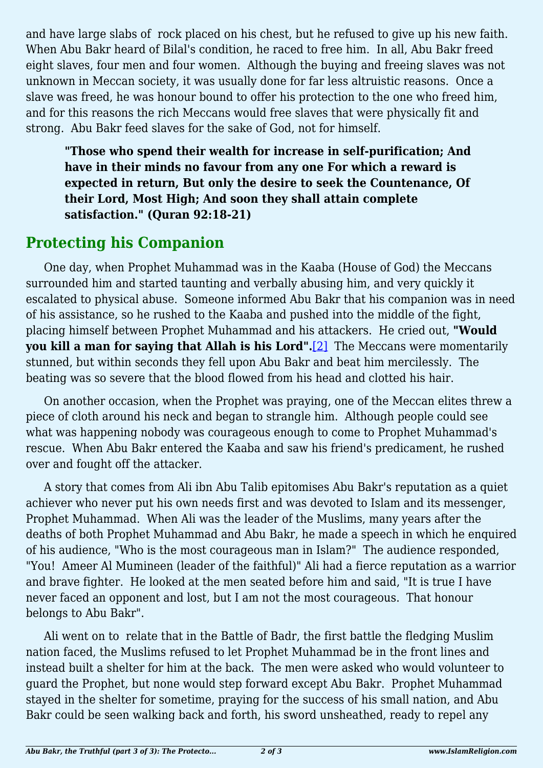and have large slabs of  rock placed on his chest, but he refused to give up his new faith. When Abu Bakr heard of Bilal's condition, he raced to free him.  In all, Abu Bakr freed eight slaves, four men and four women.  Although the buying and freeing slaves was not unknown in Meccan society, it was usually done for far less altruistic reasons.  Once a slave was freed, he was honour bound to offer his protection to the one who freed him, and for this reasons the rich Meccans would free slaves that were physically fit and strong.  Abu Bakr feed slaves for the sake of God, not for himself.

> **"Those who spend their wealth for increase in self-purification; And have in their minds no favour from any one For which a reward is expected in return, But only the desire to seek the Countenance, Of their Lord, Most High; And soon they shall attain complete satisfaction." (Quran 92:18-21)**

## Protecting his Companion

One day, when Prophet Muhammad was in the Kaaba (House of God) the Meccans surrounded him and started taunting and verbally abusing him, and very quickly it escalated to physical abuse.  Someone informed Abu Bakr that his companion was in need of his assistance, so he rushed to the Kaaba and pushed into the middle of the fight, placing himself between Prophet Muhammad and his attackers.  He cried out, **"Would you kill a man for saying that Allah is his Lord".**[2]  The Meccans were momentarily stunned, but within seconds they fell upon Abu Bakr and beat him mercilessly.  The beating was so severe that the blood flowed from his head and clotted his hair.

On another occasion, when the Prophet was praying, one of the Meccan elites threw a piece of cloth around his neck and began to strangle him.  Although people could see what was happening nobody was courageous enough to come to Prophet Muhammad's rescue.  When Abu Bakr entered the Kaaba and saw his friend's predicament, he rushed over and fought off the attacker.

A story that comes from Ali ibn Abu Talib epitomises Abu Bakr's reputation as a quiet achiever who never put his own needs first and was devoted to Islam and its messenger, Prophet Muhammad.  When Ali was the leader of the Muslims, many years after the deaths of both Prophet Muhammad and Abu Bakr, he made a speech in which he enquired of his audience, "Who is the most courageous man in Islam?"  The audience responded, "You!  Ameer Al Mumineen (leader of the faithful)" Ali had a fierce reputation as a warrior and brave fighter.  He looked at the men seated before him and said, "It is true I have never faced an opponent and lost, but I am not the most courageous.  That honour belongs to Abu Bakr".

Ali went on to  relate that in the Battle of Badr, the first battle the fledging Muslim nation faced, the Muslims refused to let Prophet Muhammad be in the front lines and instead built a shelter for him at the back.  The men were asked who would volunteer to guard the Prophet, but none would step forward except Abu Bakr.  Prophet Muhammad stayed in the shelter for sometime, praying for the success of his small nation, and Abu Bakr could be seen walking back and forth, his sword unsheathed, ready to repel any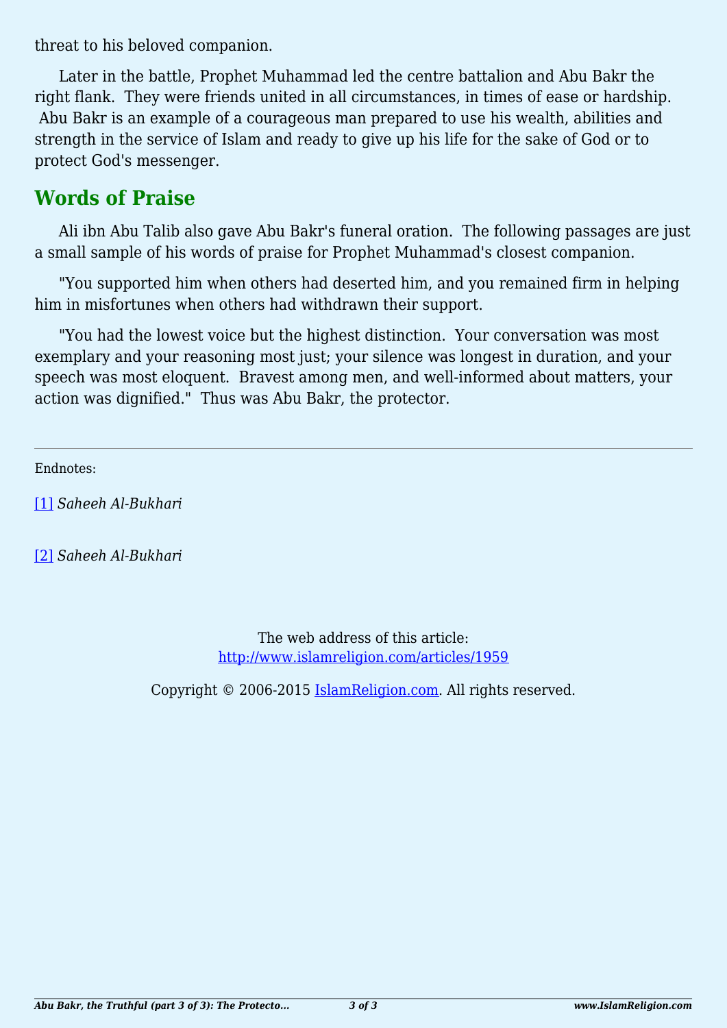threat to his beloved companion.

Later in the battle, Prophet Muhammad led the centre battalion and Abu Bakr the right flank.  They were friends united in all circumstances, in times of ease or hardship.  Abu Bakr is an example of a courageous man prepared to use his wealth, abilities and strength in the service of Islam and ready to give up his life for the sake of God or to protect God's messenger.

## Words of Praise

Ali ibn Abu Talib also gave Abu Bakr's funeral oration.  The following passages are just a small sample of his words of praise for Prophet Muhammad's closest companion.

"You supported him when others had deserted him, and you remained firm in helping him in misfortunes when others had withdrawn their support.

"You had the lowest voice but the highest distinction.  Your conversation was most exemplary and your reasoning most just; your silence was longest in duration, and your speech was most eloquent.  Bravest among men, and well-informed about matters, your action was dignified."  Thus was Abu Bakr, the protector.

---

Endnotes:

[1] *Saheeh Al-Bukhari*

[2] *Saheeh Al-Bukhari*

The web address of this article:
http://www.islamreligion.com/articles/1959

Copyright © 2006-2015 IslamReligion.com. All rights reserved.